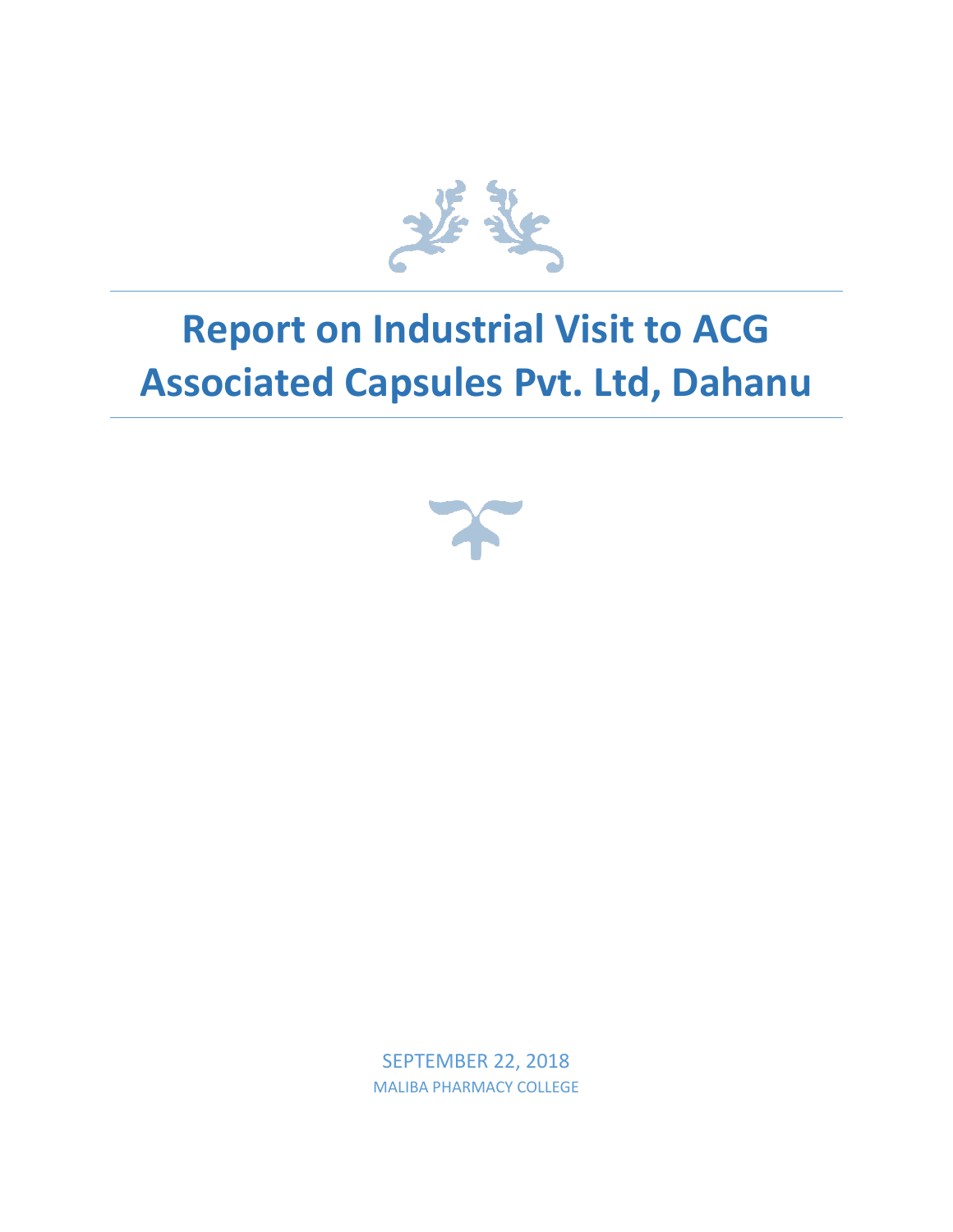# Report on Industrial Visit to ACG Associated Capsules Pvt. Ltd, Dahanu

SEPTEMBER 22, 2018

MALIBA PHARMACY COLLEGE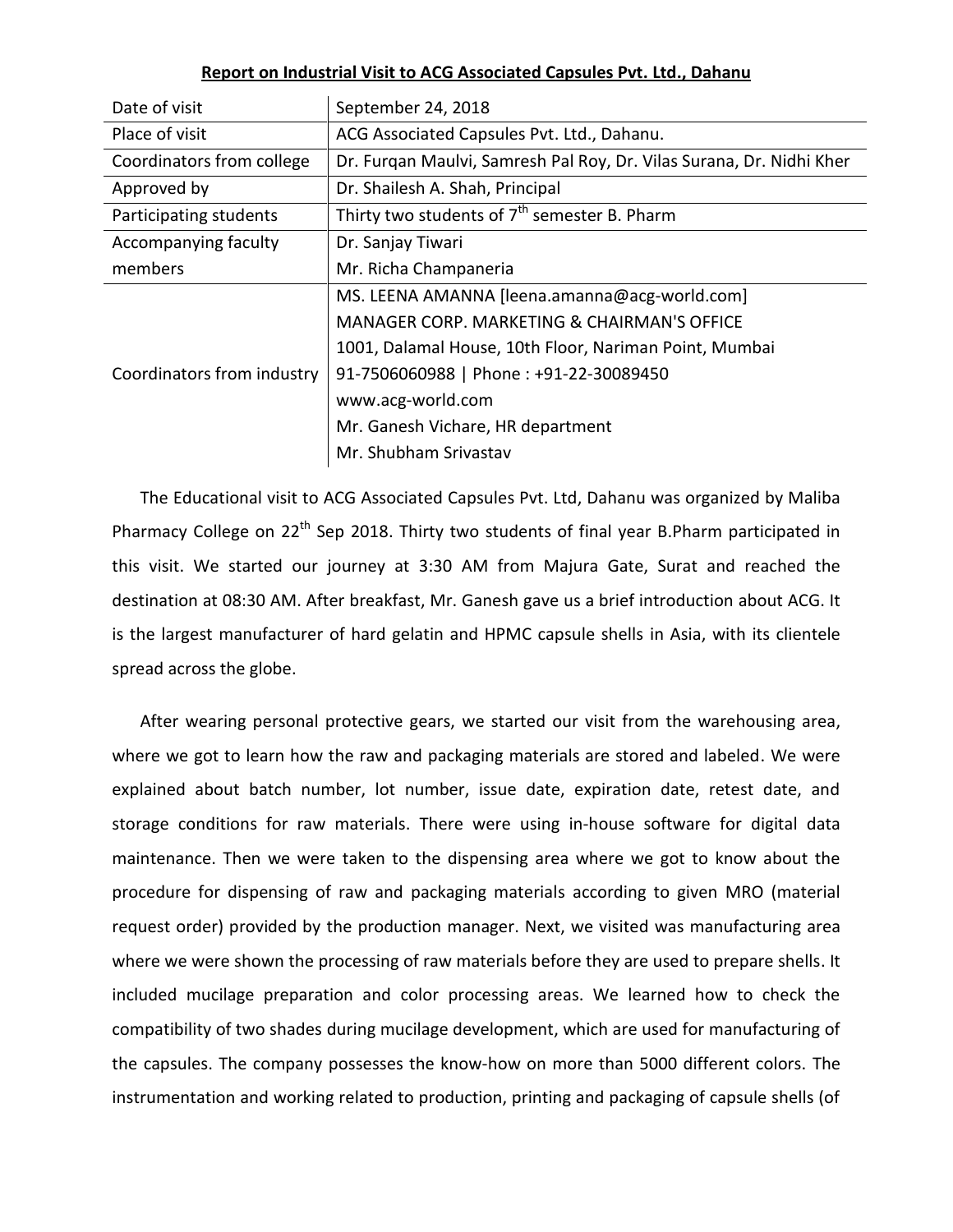**Report on Industrial Visit to ACG Associated Capsules Pvt. Ltd., Dahanu**

| | |
|---|---|
| Date of visit | September 24, 2018 |
| Place of visit | ACG Associated Capsules Pvt. Ltd., Dahanu. |
| Coordinators from college | Dr. Furqan Maulvi, Samresh Pal Roy, Dr. Vilas Surana, Dr. Nidhi Kher |
| Approved by | Dr. Shailesh A. Shah, Principal |
| Participating students | Thirty two students of 7th semester B. Pharm |
| Accompanying faculty members | Dr. Sanjay Tiwari<br>Mr. Richa Champaneria |
| Coordinators from industry | MS. LEENA AMANNA [leena.amanna@acg-world.com]<br>MANAGER CORP. MARKETING & CHAIRMAN'S OFFICE<br>1001, Dalamal House, 10th Floor, Nariman Point, Mumbai<br>91-7506060988 \| Phone : +91-22-30089450<br>www.acg-world.com<br>Mr. Ganesh Vichare, HR department<br>Mr. Shubham Srivastav |

The Educational visit to ACG Associated Capsules Pvt. Ltd, Dahanu was organized by Maliba Pharmacy College on 22th Sep 2018. Thirty two students of final year B.Pharm participated in this visit. We started our journey at 3:30 AM from Majura Gate, Surat and reached the destination at 08:30 AM. After breakfast, Mr. Ganesh gave us a brief introduction about ACG. It is the largest manufacturer of hard gelatin and HPMC capsule shells in Asia, with its clientele spread across the globe.

After wearing personal protective gears, we started our visit from the warehousing area, where we got to learn how the raw and packaging materials are stored and labeled. We were explained about batch number, lot number, issue date, expiration date, retest date, and storage conditions for raw materials. There were using in-house software for digital data maintenance. Then we were taken to the dispensing area where we got to know about the procedure for dispensing of raw and packaging materials according to given MRO (material request order) provided by the production manager. Next, we visited was manufacturing area where we were shown the processing of raw materials before they are used to prepare shells. It included mucilage preparation and color processing areas. We learned how to check the compatibility of two shades during mucilage development, which are used for manufacturing of the capsules. The company possesses the know-how on more than 5000 different colors. The instrumentation and working related to production, printing and packaging of capsule shells (of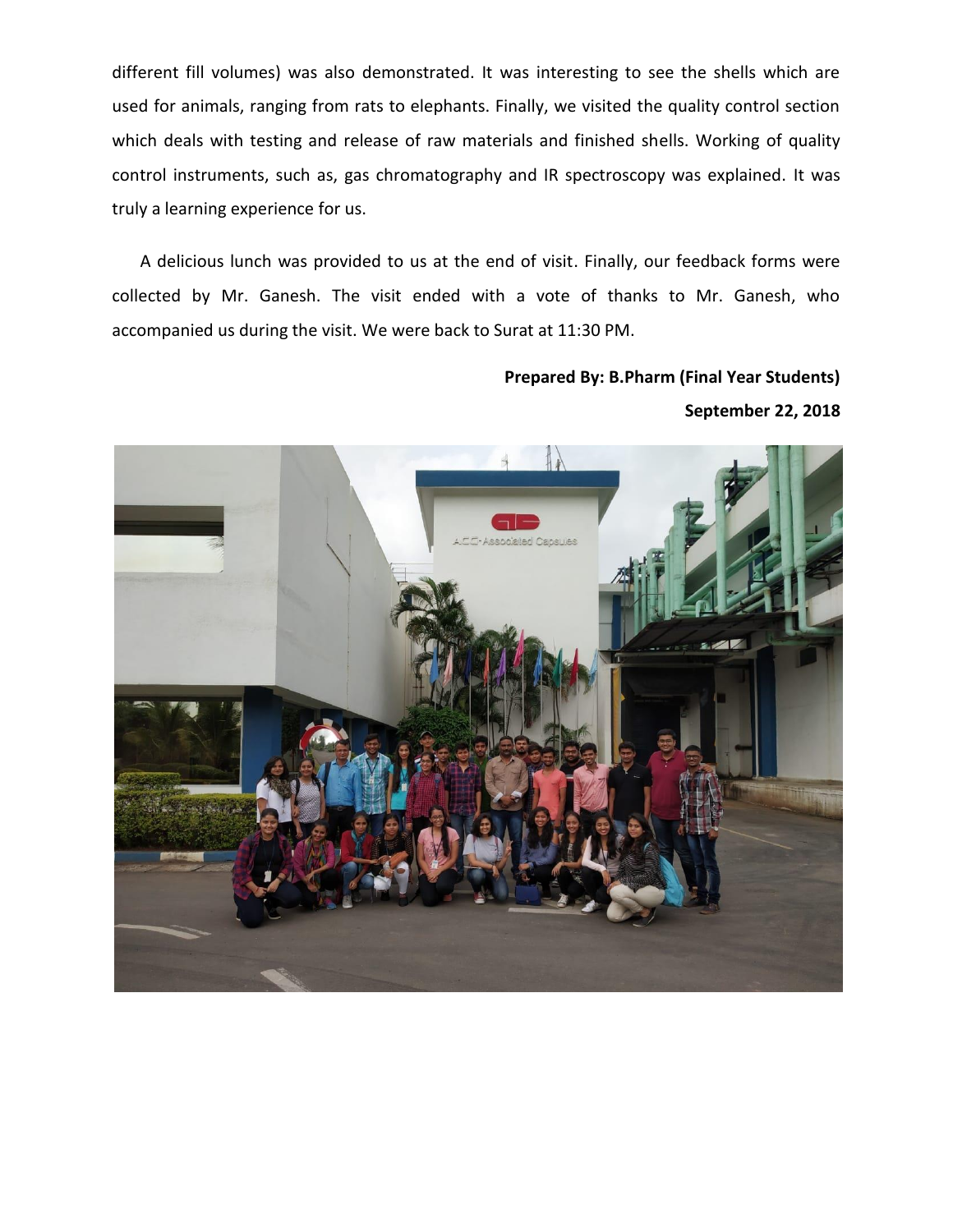different fill volumes) was also demonstrated. It was interesting to see the shells which are used for animals, ranging from rats to elephants. Finally, we visited the quality control section which deals with testing and release of raw materials and finished shells. Working of quality control instruments, such as, gas chromatography and IR spectroscopy was explained. It was truly a learning experience for us.

A delicious lunch was provided to us at the end of visit. Finally, our feedback forms were collected by Mr. Ganesh. The visit ended with a vote of thanks to Mr. Ganesh, who accompanied us during the visit. We were back to Surat at 11:30 PM.

**Prepared By: B.Pharm (Final Year Students)**

**September 22, 2018**